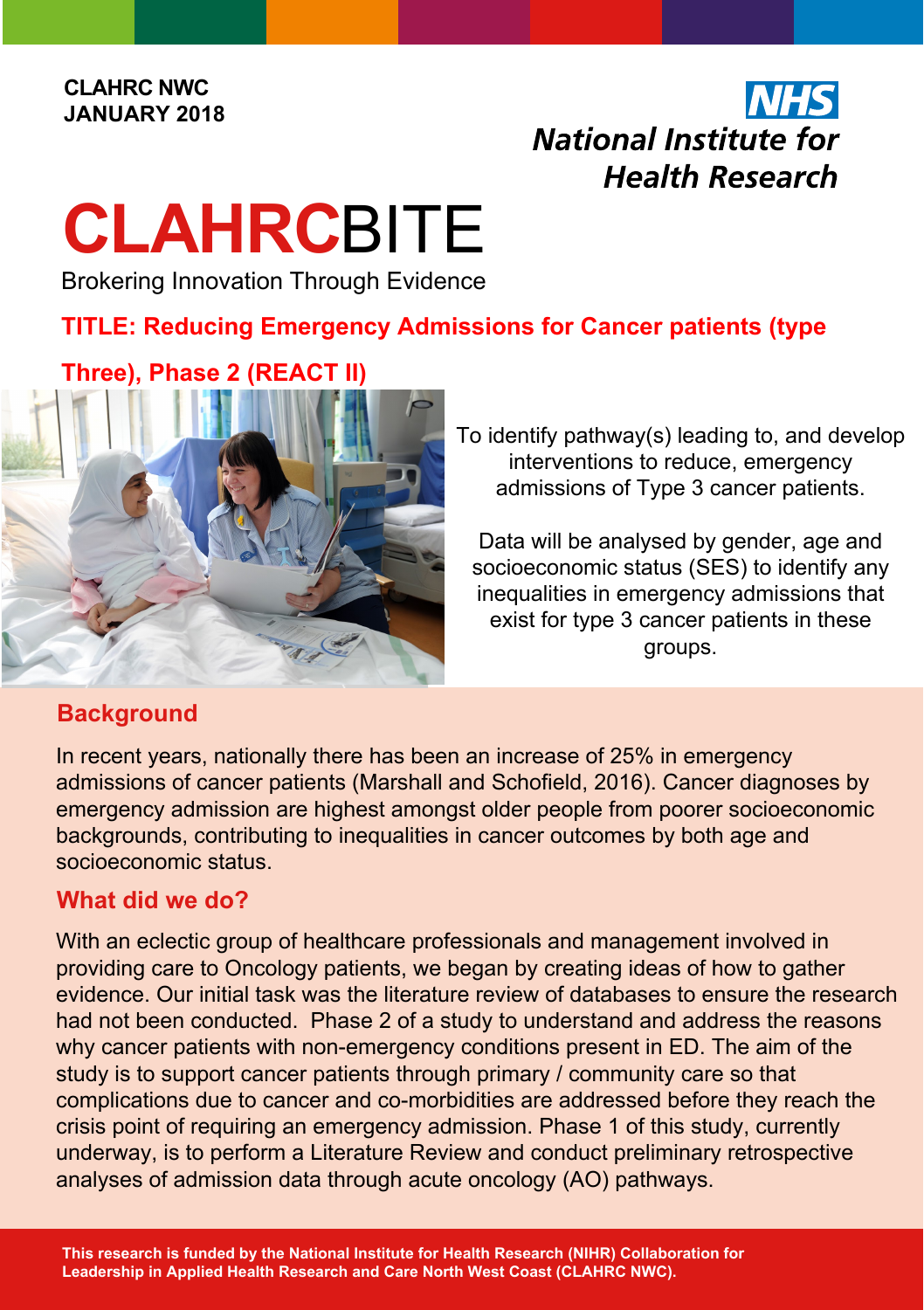CLAHRC NWC
JANUARY 2018

NHS
National Institute for Health Research

# CLAHRCBITE

Brokering Innovation Through Evidence

## TITLE: Reducing Emergency Admissions for Cancer patients (type Three), Phase 2 (REACT II)

To identify pathway(s) leading to, and develop interventions to reduce, emergency admissions of Type 3 cancer patients.

Data will be analysed by gender, age and socioeconomic status (SES) to identify any inequalities in emergency admissions that exist for type 3 cancer patients in these groups.

## Background

In recent years, nationally there has been an increase of 25% in emergency admissions of cancer patients (Marshall and Schofield, 2016). Cancer diagnoses by emergency admission are highest amongst older people from poorer socioeconomic backgrounds, contributing to inequalities in cancer outcomes by both age and socioeconomic status.

## What did we do?

With an eclectic group of healthcare professionals and management involved in providing care to Oncology patients, we began by creating ideas of how to gather evidence. Our initial task was the literature review of databases to ensure the research had not been conducted. Phase 2 of a study to understand and address the reasons why cancer patients with non-emergency conditions present in ED. The aim of the study is to support cancer patients through primary / community care so that complications due to cancer and co-morbidities are addressed before they reach the crisis point of requiring an emergency admission. Phase 1 of this study, currently underway, is to perform a Literature Review and conduct preliminary retrospective analyses of admission data through acute oncology (AO) pathways.

**This research is funded by the National Institute for Health Research (NIHR) Collaboration for Leadership in Applied Health Research and Care North West Coast (CLAHRC NWC).**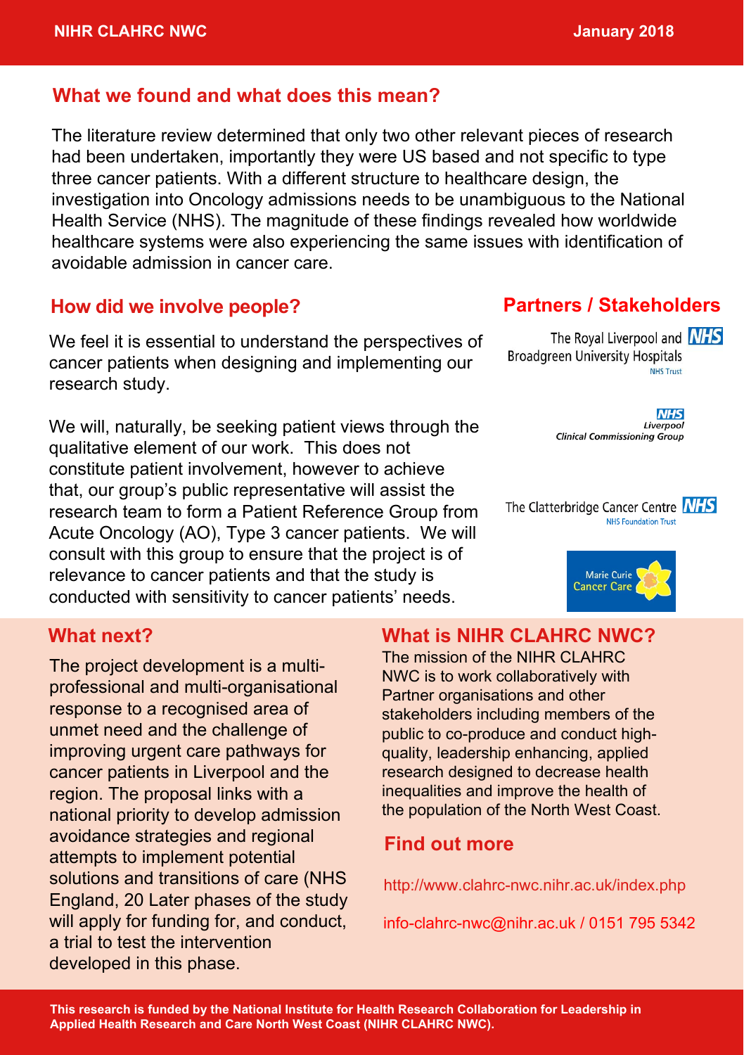## What we found and what does this mean?

The literature review determined that only two other relevant pieces of research had been undertaken, importantly they were US based and not specific to type three cancer patients. With a different structure to healthcare design, the investigation into Oncology admissions needs to be unambiguous to the National Health Service (NHS). The magnitude of these findings revealed how worldwide healthcare systems were also experiencing the same issues with identification of avoidable admission in cancer care.

## How did we involve people?

We feel it is essential to understand the perspectives of cancer patients when designing and implementing our research study.

We will, naturally, be seeking patient views through the qualitative element of our work. This does not constitute patient involvement, however to achieve that, our group's public representative will assist the research team to form a Patient Reference Group from Acute Oncology (AO), Type 3 cancer patients. We will consult with this group to ensure that the project is of relevance to cancer patients and that the study is conducted with sensitivity to cancer patients' needs.

## Partners / Stakeholders

The Royal Liverpool and Broadgreen University Hospitals NHS Trust

NHS Liverpool Clinical Commissioning Group

The Clatterbridge Cancer Centre NHS Foundation Trust

Marie Curie Cancer Care

## What next?

The project development is a multi-professional and multi-organisational response to a recognised area of unmet need and the challenge of improving urgent care pathways for cancer patients in Liverpool and the region. The proposal links with a national priority to develop admission avoidance strategies and regional attempts to implement potential solutions and transitions of care (NHS England, 20 Later phases of the study will apply for funding for, and conduct, a trial to test the intervention developed in this phase.

## What is NIHR CLAHRC NWC?

The mission of the NIHR CLAHRC NWC is to work collaboratively with Partner organisations and other stakeholders including members of the public to co-produce and conduct high-quality, leadership enhancing, applied research designed to decrease health inequalities and improve the health of the population of the North West Coast.

## Find out more

http://www.clahrc-nwc.nihr.ac.uk/index.php

info-clahrc-nwc@nihr.ac.uk / 0151 795 5342

**This research is funded by the National Institute for Health Research Collaboration for Leadership in Applied Health Research and Care North West Coast (NIHR CLAHRC NWC).**